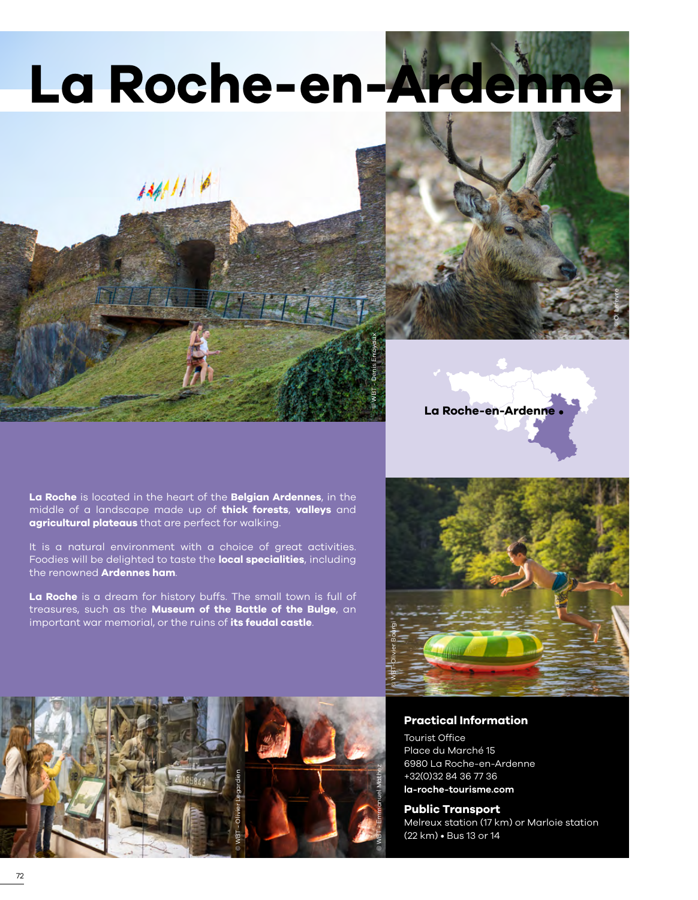# La Roche-en-Ardenne

La Roche-en-Ardenne •

**La Roche** is located in the heart of the **Belgian Ardennes**, in the middle of a landscape made up of **thick forests**, **valleys** and **agricultural plateaus** that are perfect for walking.

It is a natural environment with a choice of great activities. Foodies will be delighted to taste the **local specialities**, including the renowned **Ardennes ham**.

**La Roche** is a dream for history buffs. The small town is full of treasures, such as the **Museum of the Battle of the Bulge**, an important war memorial, or the ruins of **its feudal castle**.

© WBT - Denis Erroyaux

© O. Lefevre

© WBT - Olivier Bourgi

© WBT - Olivier Legardien

© WBT - Emmanuel Mathez

## Practical Information

Tourist Office
Place du Marché 15
6980 La Roche-en-Ardenne
+32(0)32 84 36 77 36
**la-roche-tourisme.com**

## Public Transport

Melreux station (17 km) or Marloie station (22 km) • Bus 13 or 14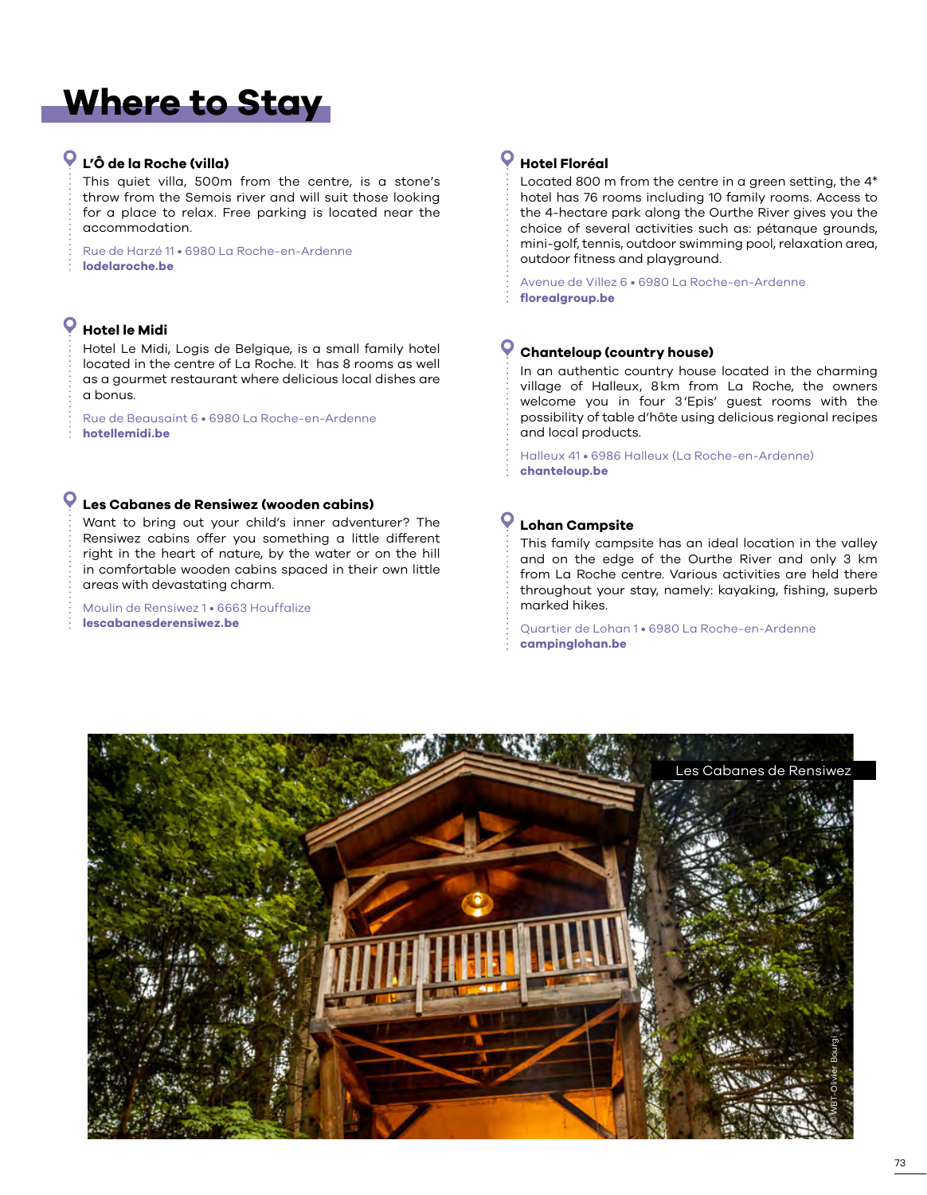# Where to Stay

### L'Ô de la Roche (villa)

This quiet villa, 500m from the centre, is a stone's throw from the Semois river and will suit those looking for a place to relax. Free parking is located near the accommodation.

Rue de Harzé 11 • 6980 La Roche-en-Ardenne
**lodelaroche.be**

### Hotel le Midi

Hotel Le Midi, Logis de Belgique, is a small family hotel located in the centre of La Roche. It has 8 rooms as well as a gourmet restaurant where delicious local dishes are a bonus.

Rue de Beausaint 6 • 6980 La Roche-en-Ardenne
**hotellemidi.be**

### Les Cabanes de Rensiwez (wooden cabins)

Want to bring out your child's inner adventurer? The Rensiwez cabins offer you something a little different right in the heart of nature, by the water or on the hill in comfortable wooden cabins spaced in their own little areas with devastating charm.

Moulin de Rensiwez 1 • 6663 Houffalize
**lescabanesderensiwez.be**

### Hotel Floréal

Located 800 m from the centre in a green setting, the 4* hotel has 76 rooms including 10 family rooms. Access to the 4-hectare park along the Ourthe River gives you the choice of several activities such as: pétanque grounds, mini-golf, tennis, outdoor swimming pool, relaxation area, outdoor fitness and playground.

Avenue de Villez 6 • 6980 La Roche-en-Ardenne
**florealgroup.be**

### Chanteloup (country house)

In an authentic country house located in the charming village of Halleux, 8km from La Roche, the owners welcome you in four 3'Epis' guest rooms with the possibility of table d'hôte using delicious regional recipes and local products.

Halleux 41 • 6986 Halleux (La Roche-en-Ardenne)
**chanteloup.be**

### Lohan Campsite

This family campsite has an ideal location in the valley and on the edge of the Ourthe River and only 3 km from La Roche centre. Various activities are held there throughout your stay, namely: kayaking, fishing, superb marked hikes.

Quartier de Lohan 1 • 6980 La Roche-en-Ardenne
**campinglohan.be**

Les Cabanes de Rensiwez

© WBT-Olivier Bourgi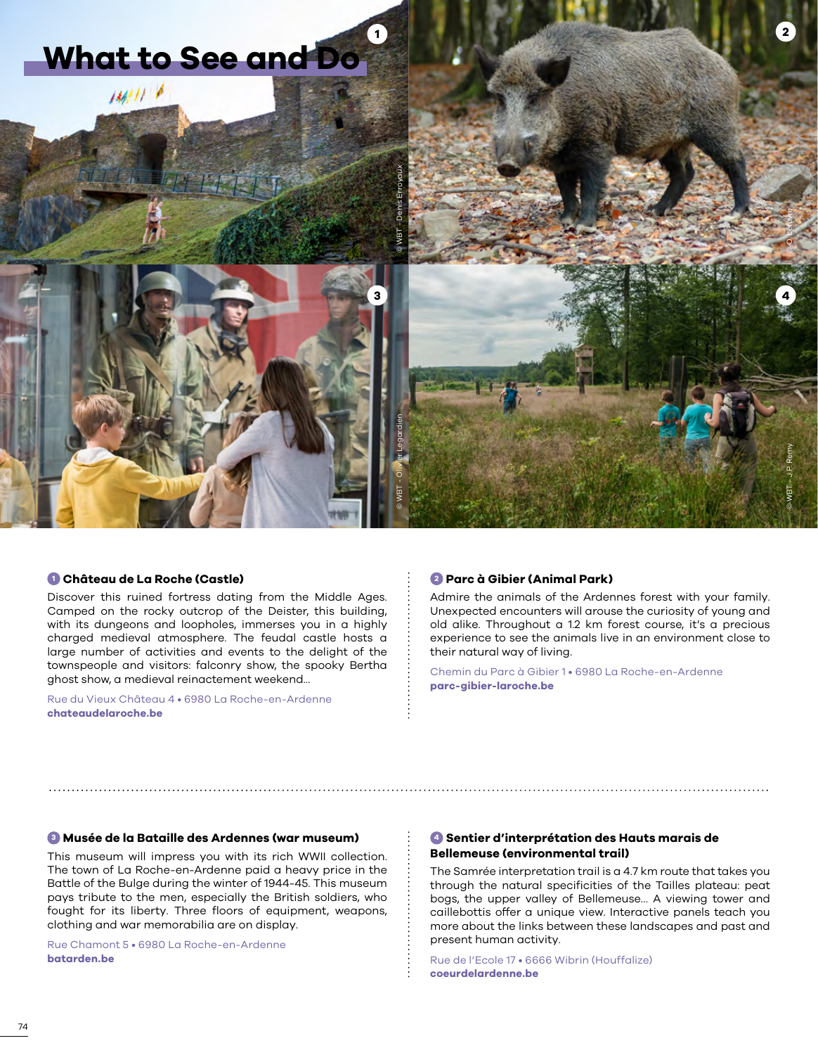# What to See and Do

© WBT - Denis Erroyaux

© O. Lefèvre

© WBT - Olivier Legardien

© WBT - J.P. Remy

### 1 Château de La Roche (Castle)

Discover this ruined fortress dating from the Middle Ages. Camped on the rocky outcrop of the Deister, this building, with its dungeons and loopholes, immerses you in a highly charged medieval atmosphere. The feudal castle hosts a large number of activities and events to the delight of the townspeople and visitors: falconry show, the spooky Bertha ghost show, a medieval reinactement weekend…

Rue du Vieux Château 4 • 6980 La Roche-en-Ardenne
**chateaudelaroche.be**

### 2 Parc à Gibier (Animal Park)

Admire the animals of the Ardennes forest with your family. Unexpected encounters will arouse the curiosity of young and old alike. Throughout a 1.2 km forest course, it's a precious experience to see the animals live in an environment close to their natural way of living.

Chemin du Parc à Gibier 1 • 6980 La Roche-en-Ardenne
**parc-gibier-laroche.be**

### 3 Musée de la Bataille des Ardennes (war museum)

This museum will impress you with its rich WWII collection. The town of La Roche-en-Ardenne paid a heavy price in the Battle of the Bulge during the winter of 1944-45. This museum pays tribute to the men, especially the British soldiers, who fought for its liberty. Three floors of equipment, weapons, clothing and war memorabilia are on display.

Rue Chamont 5 • 6980 La Roche-en-Ardenne
**batarden.be**

### 4 Sentier d'interprétation des Hauts marais de Bellemeuse (environmental trail)

The Samrée interpretation trail is a 4.7 km route that takes you through the natural specificities of the Tailles plateau: peat bogs, the upper valley of Bellemeuse… A viewing tower and caillebottis offer a unique view. Interactive panels teach you more about the links between these landscapes and past and present human activity.

Rue de l'Ecole 17 • 6666 Wibrin (Houffalize)
**coeurdelardenne.be**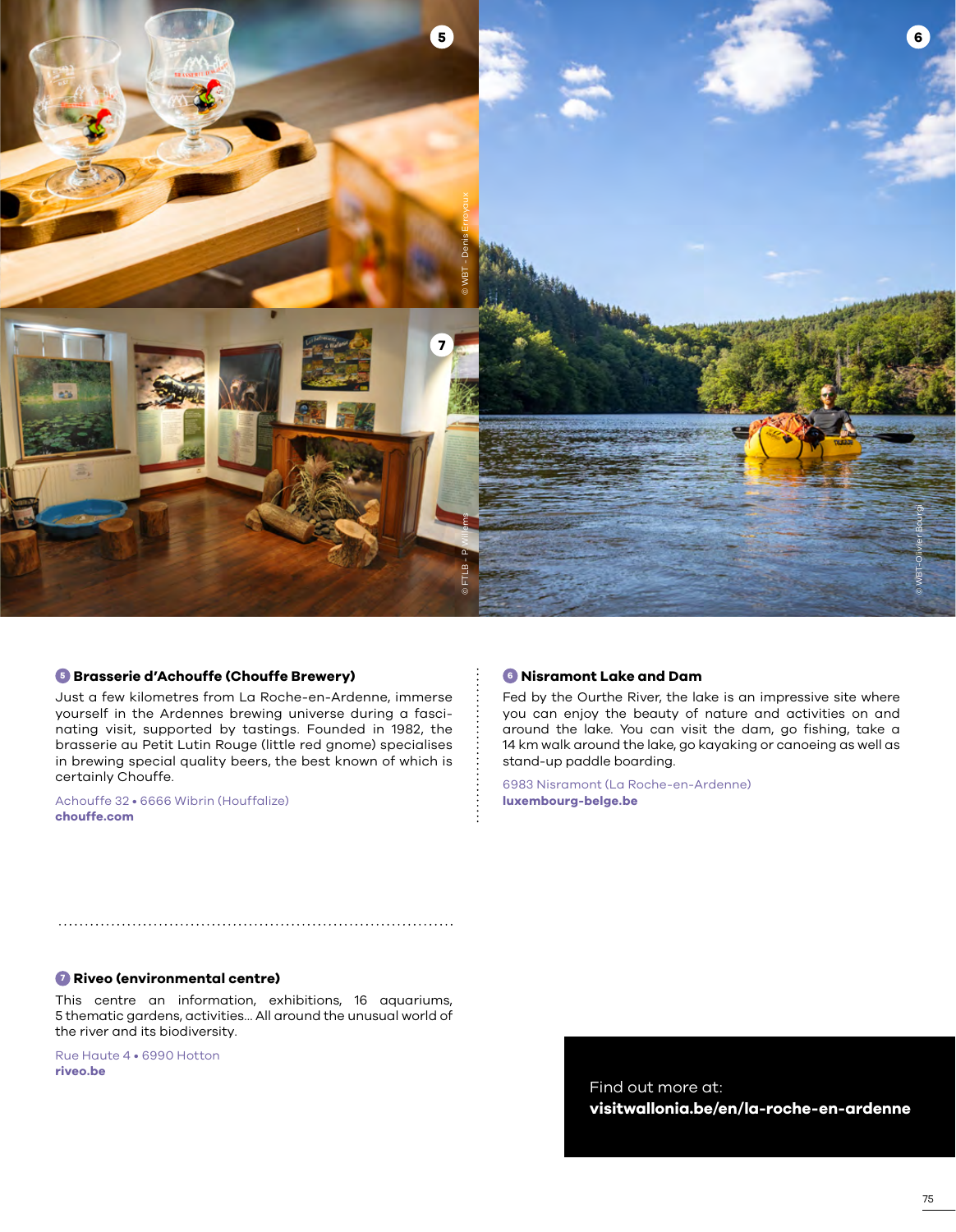### 5 Brasserie d'Achouffe (Chouffe Brewery)

Just a few kilometres from La Roche-en-Ardenne, immerse yourself in the Ardennes brewing universe during a fascinating visit, supported by tastings. Founded in 1982, the brasserie au Petit Lutin Rouge (little red gnome) specialises in brewing special quality beers, the best known of which is certainly Chouffe.

Achouffe 32 • 6666 Wibrin (Houffalize)
**chouffe.com**

### 6 Nisramont Lake and Dam

Fed by the Ourthe River, the lake is an impressive site where you can enjoy the beauty of nature and activities on and around the lake. You can visit the dam, go fishing, take a 14 km walk around the lake, go kayaking or canoeing as well as stand-up paddle boarding.

6983 Nisramont (La Roche-en-Ardenne)
**luxembourg-belge.be**

### 7 Riveo (environmental centre)

This centre an information, exhibitions, 16 aquariums, 5 thematic gardens, activities... All around the unusual world of the river and its biodiversity.

Rue Haute 4 • 6990 Hotton
**riveo.be**

Find out more at:
**visitwallonia.be/en/la-roche-en-ardenne**